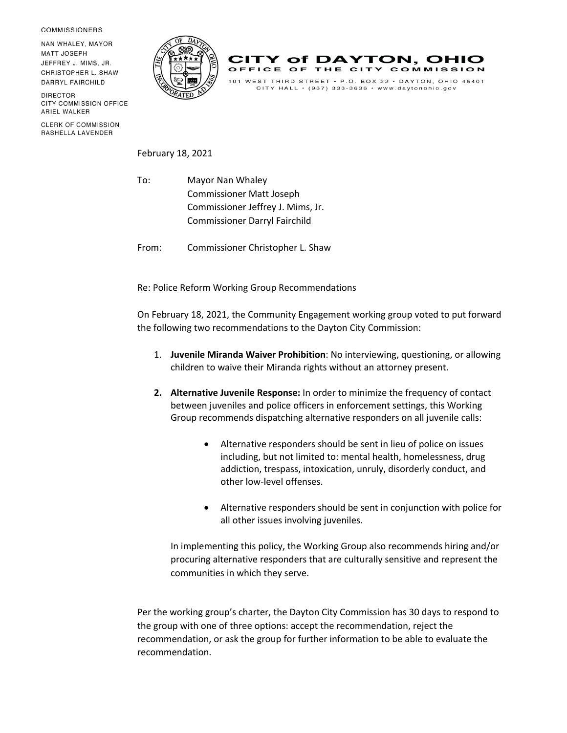COMMISSIONERS

NAN WHALEY, MAYOR
MATT JOSEPH
JEFFREY J. MIMS, JR.
CHRISTOPHER L. SHAW
DARRYL FAIRCHILD

DIRECTOR
CITY COMMISSION OFFICE
ARIEL WALKER

CLERK OF COMMISSION
RASHELLA LAVENDER

# CITY of DAYTON, OHIO

OFFICE OF THE CITY COMMISSION

101 WEST THIRD STREET • P.O. BOX 22 • DAYTON, OHIO 45401
CITY HALL • (937) 333-3636 • www.daytonohio.gov

February 18, 2021

To: Mayor Nan Whaley
Commissioner Matt Joseph
Commissioner Jeffrey J. Mims, Jr.
Commissioner Darryl Fairchild

From: Commissioner Christopher L. Shaw

Re: Police Reform Working Group Recommendations

On February 18, 2021, the Community Engagement working group voted to put forward the following two recommendations to the Dayton City Commission:

1. **Juvenile Miranda Waiver Prohibition**: No interviewing, questioning, or allowing children to waive their Miranda rights without an attorney present.

2. **Alternative Juvenile Response:** In order to minimize the frequency of contact between juveniles and police officers in enforcement settings, this Working Group recommends dispatching alternative responders on all juvenile calls:

    - Alternative responders should be sent in lieu of police on issues including, but not limited to: mental health, homelessness, drug addiction, trespass, intoxication, unruly, disorderly conduct, and other low-level offenses.

    - Alternative responders should be sent in conjunction with police for all other issues involving juveniles.

    In implementing this policy, the Working Group also recommends hiring and/or procuring alternative responders that are culturally sensitive and represent the communities in which they serve.

Per the working group's charter, the Dayton City Commission has 30 days to respond to the group with one of three options: accept the recommendation, reject the recommendation, or ask the group for further information to be able to evaluate the recommendation.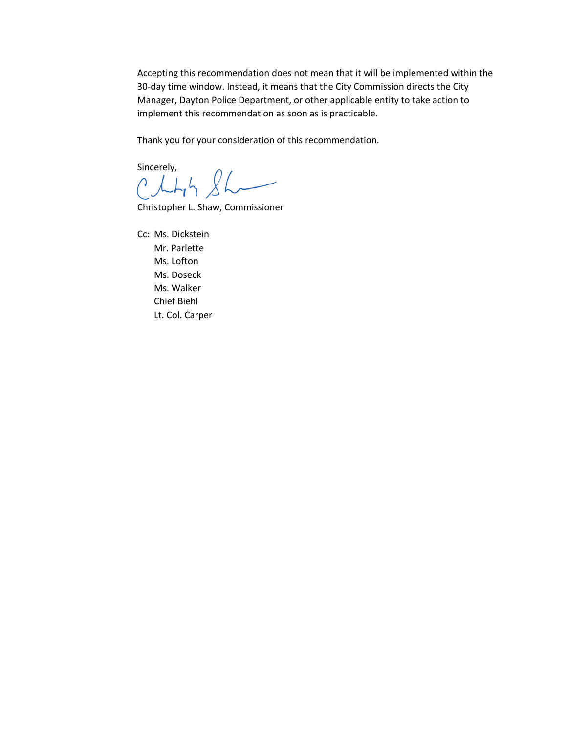Accepting this recommendation does not mean that it will be implemented within the 30-day time window. Instead, it means that the City Commission directs the City Manager, Dayton Police Department, or other applicable entity to take action to implement this recommendation as soon as is practicable.

Thank you for your consideration of this recommendation.

Sincerely,

Christopher L. Shaw, Commissioner

Cc: Ms. Dickstein
Mr. Parlette
Ms. Lofton
Ms. Doseck
Ms. Walker
Chief Biehl
Lt. Col. Carper